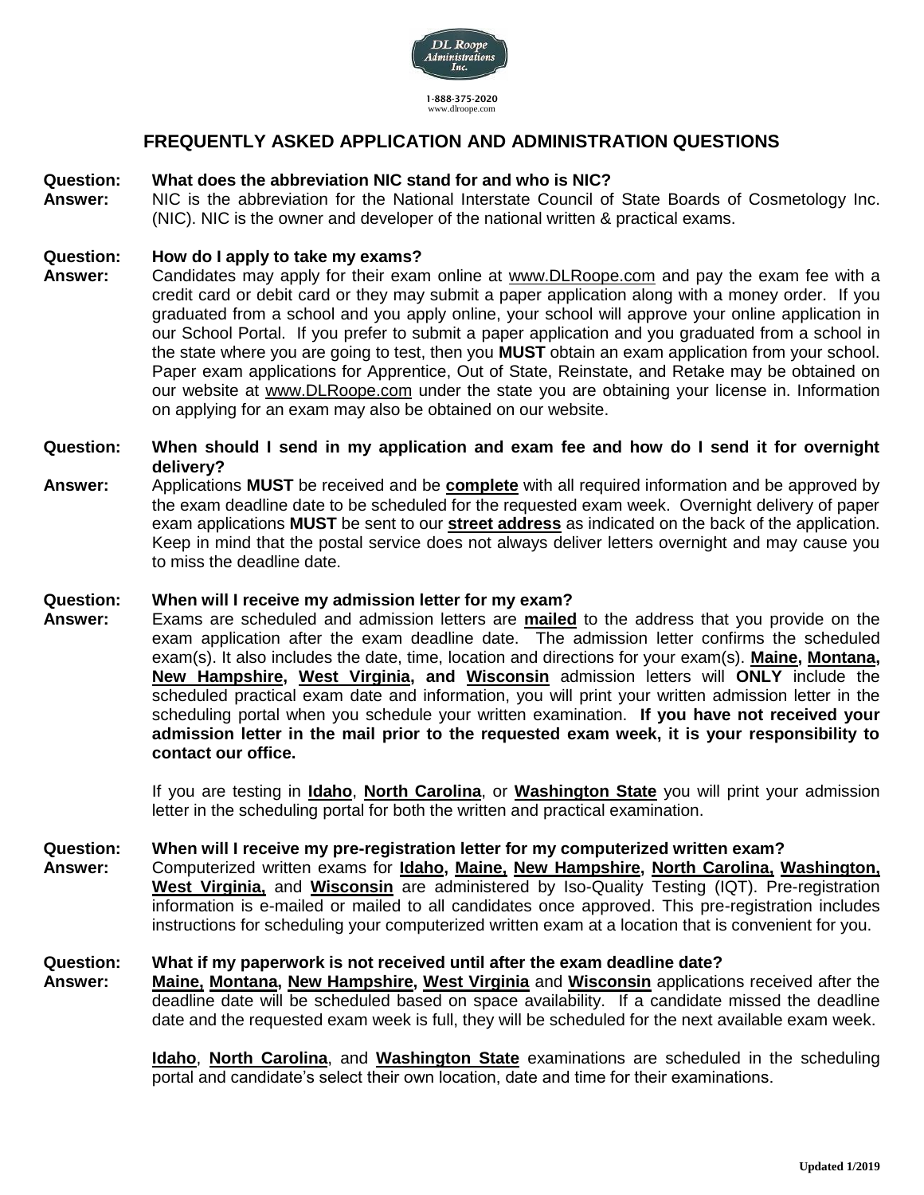1-888-375-2020
www.dlroope.com

# FREQUENTLY ASKED APPLICATION AND ADMINISTRATION QUESTIONS

**Question: What does the abbreviation NIC stand for and who is NIC?**

**Answer:** NIC is the abbreviation for the National Interstate Council of State Boards of Cosmetology Inc. (NIC). NIC is the owner and developer of the national written & practical exams.

**Question: How do I apply to take my exams?**

**Answer:** Candidates may apply for their exam online at www.DLRoope.com and pay the exam fee with a credit card or debit card or they may submit a paper application along with a money order. If you graduated from a school and you apply online, your school will approve your online application in our School Portal. If you prefer to submit a paper application and you graduated from a school in the state where you are going to test, then you **MUST** obtain an exam application from your school. Paper exam applications for Apprentice, Out of State, Reinstate, and Retake may be obtained on our website at www.DLRoope.com under the state you are obtaining your license in. Information on applying for an exam may also be obtained on our website.

**Question: When should I send in my application and exam fee and how do I send it for overnight delivery?**

**Answer:** Applications **MUST** be received and be **complete** with all required information and be approved by the exam deadline date to be scheduled for the requested exam week. Overnight delivery of paper exam applications **MUST** be sent to our **street address** as indicated on the back of the application. Keep in mind that the postal service does not always deliver letters overnight and may cause you to miss the deadline date.

**Question: When will I receive my admission letter for my exam?**

**Answer:** Exams are scheduled and admission letters are **mailed** to the address that you provide on the exam application after the exam deadline date. The admission letter confirms the scheduled exam(s). It also includes the date, time, location and directions for your exam(s). **Maine, Montana, New Hampshire, West Virginia, and Wisconsin** admission letters will **ONLY** include the scheduled practical exam date and information, you will print your written admission letter in the scheduling portal when you schedule your written examination. **If you have not received your admission letter in the mail prior to the requested exam week, it is your responsibility to contact our office.**

If you are testing in **Idaho**, **North Carolina**, or **Washington State** you will print your admission letter in the scheduling portal for both the written and practical examination.

**Question: When will I receive my pre-registration letter for my computerized written exam?**

**Answer:** Computerized written exams for **Idaho, Maine, New Hampshire, North Carolina, Washington, West Virginia,** and **Wisconsin** are administered by Iso-Quality Testing (IQT). Pre-registration information is e-mailed or mailed to all candidates once approved. This pre-registration includes instructions for scheduling your computerized written exam at a location that is convenient for you.

**Question: What if my paperwork is not received until after the exam deadline date?**

**Answer:** **Maine, Montana, New Hampshire, West Virginia** and **Wisconsin** applications received after the deadline date will be scheduled based on space availability. If a candidate missed the deadline date and the requested exam week is full, they will be scheduled for the next available exam week.

**Idaho**, **North Carolina**, and **Washington State** examinations are scheduled in the scheduling portal and candidate's select their own location, date and time for their examinations.

**Updated 1/2019**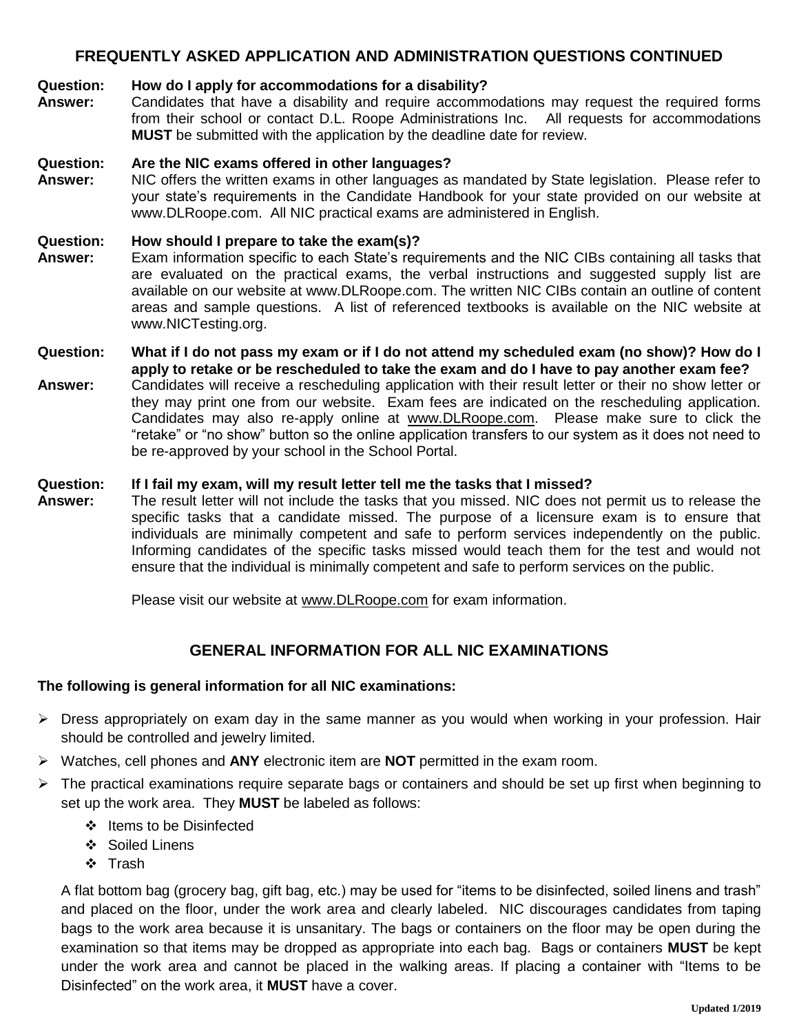## FREQUENTLY ASKED APPLICATION AND ADMINISTRATION QUESTIONS CONTINUED

**Question: How do I apply for accommodations for a disability?**

**Answer:** Candidates that have a disability and require accommodations may request the required forms from their school or contact D.L. Roope Administrations Inc. All requests for accommodations **MUST** be submitted with the application by the deadline date for review.

**Question: Are the NIC exams offered in other languages?**

**Answer:** NIC offers the written exams in other languages as mandated by State legislation. Please refer to your state's requirements in the Candidate Handbook for your state provided on our website at www.DLRoope.com. All NIC practical exams are administered in English.

**Question: How should I prepare to take the exam(s)?**

**Answer:** Exam information specific to each State's requirements and the NIC CIBs containing all tasks that are evaluated on the practical exams, the verbal instructions and suggested supply list are available on our website at www.DLRoope.com. The written NIC CIBs contain an outline of content areas and sample questions. A list of referenced textbooks is available on the NIC website at www.NICTesting.org.

**Question: What if I do not pass my exam or if I do not attend my scheduled exam (no show)? How do I apply to retake or be rescheduled to take the exam and do I have to pay another exam fee?**

**Answer:** Candidates will receive a rescheduling application with their result letter or their no show letter or they may print one from our website. Exam fees are indicated on the rescheduling application. Candidates may also re-apply online at www.DLRoope.com. Please make sure to click the "retake" or "no show" button so the online application transfers to our system as it does not need to be re-approved by your school in the School Portal.

**Question: If I fail my exam, will my result letter tell me the tasks that I missed?**

**Answer:** The result letter will not include the tasks that you missed. NIC does not permit us to release the specific tasks that a candidate missed. The purpose of a licensure exam is to ensure that individuals are minimally competent and safe to perform services independently on the public. Informing candidates of the specific tasks missed would teach them for the test and would not ensure that the individual is minimally competent and safe to perform services on the public.

Please visit our website at www.DLRoope.com for exam information.

## GENERAL INFORMATION FOR ALL NIC EXAMINATIONS

**The following is general information for all NIC examinations:**

- Dress appropriately on exam day in the same manner as you would when working in your profession. Hair should be controlled and jewelry limited.
- Watches, cell phones and **ANY** electronic item are **NOT** permitted in the exam room.
- The practical examinations require separate bags or containers and should be set up first when beginning to set up the work area. They **MUST** be labeled as follows:
  - Items to be Disinfected
  - Soiled Linens
  - Trash

  A flat bottom bag (grocery bag, gift bag, etc.) may be used for "items to be disinfected, soiled linens and trash" and placed on the floor, under the work area and clearly labeled. NIC discourages candidates from taping bags to the work area because it is unsanitary. The bags or containers on the floor may be open during the examination so that items may be dropped as appropriate into each bag. Bags or containers **MUST** be kept under the work area and cannot be placed in the walking areas. If placing a container with "Items to be Disinfected" on the work area, it **MUST** have a cover.

Updated 1/2019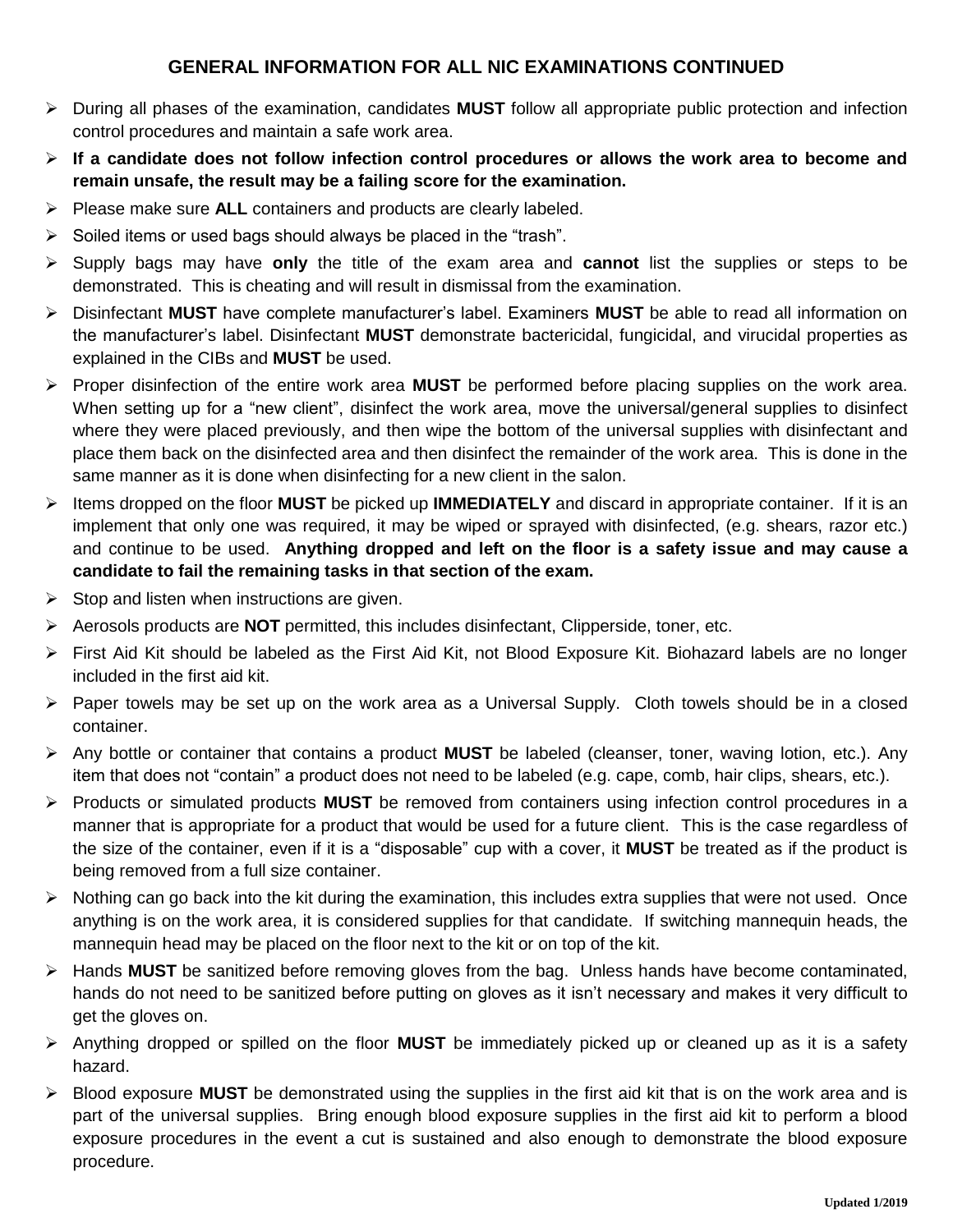## GENERAL INFORMATION FOR ALL NIC EXAMINATIONS CONTINUED

- During all phases of the examination, candidates **MUST** follow all appropriate public protection and infection control procedures and maintain a safe work area.
- **If a candidate does not follow infection control procedures or allows the work area to become and remain unsafe, the result may be a failing score for the examination.**
- Please make sure **ALL** containers and products are clearly labeled.
- Soiled items or used bags should always be placed in the "trash".
- Supply bags may have **only** the title of the exam area and **cannot** list the supplies or steps to be demonstrated. This is cheating and will result in dismissal from the examination.
- Disinfectant **MUST** have complete manufacturer's label. Examiners **MUST** be able to read all information on the manufacturer's label. Disinfectant **MUST** demonstrate bactericidal, fungicidal, and virucidal properties as explained in the CIBs and **MUST** be used.
- Proper disinfection of the entire work area **MUST** be performed before placing supplies on the work area. When setting up for a "new client", disinfect the work area, move the universal/general supplies to disinfect where they were placed previously, and then wipe the bottom of the universal supplies with disinfectant and place them back on the disinfected area and then disinfect the remainder of the work area. This is done in the same manner as it is done when disinfecting for a new client in the salon.
- Items dropped on the floor **MUST** be picked up **IMMEDIATELY** and discard in appropriate container. If it is an implement that only one was required, it may be wiped or sprayed with disinfected, (e.g. shears, razor etc.) and continue to be used. **Anything dropped and left on the floor is a safety issue and may cause a candidate to fail the remaining tasks in that section of the exam.**
- Stop and listen when instructions are given.
- Aerosols products are **NOT** permitted, this includes disinfectant, Clipperside, toner, etc.
- First Aid Kit should be labeled as the First Aid Kit, not Blood Exposure Kit. Biohazard labels are no longer included in the first aid kit.
- Paper towels may be set up on the work area as a Universal Supply. Cloth towels should be in a closed container.
- Any bottle or container that contains a product **MUST** be labeled (cleanser, toner, waving lotion, etc.). Any item that does not "contain" a product does not need to be labeled (e.g. cape, comb, hair clips, shears, etc.).
- Products or simulated products **MUST** be removed from containers using infection control procedures in a manner that is appropriate for a product that would be used for a future client. This is the case regardless of the size of the container, even if it is a "disposable" cup with a cover, it **MUST** be treated as if the product is being removed from a full size container.
- Nothing can go back into the kit during the examination, this includes extra supplies that were not used. Once anything is on the work area, it is considered supplies for that candidate. If switching mannequin heads, the mannequin head may be placed on the floor next to the kit or on top of the kit.
- Hands **MUST** be sanitized before removing gloves from the bag. Unless hands have become contaminated, hands do not need to be sanitized before putting on gloves as it isn't necessary and makes it very difficult to get the gloves on.
- Anything dropped or spilled on the floor **MUST** be immediately picked up or cleaned up as it is a safety hazard.
- Blood exposure **MUST** be demonstrated using the supplies in the first aid kit that is on the work area and is part of the universal supplies. Bring enough blood exposure supplies in the first aid kit to perform a blood exposure procedures in the event a cut is sustained and also enough to demonstrate the blood exposure procedure.

Updated 1/2019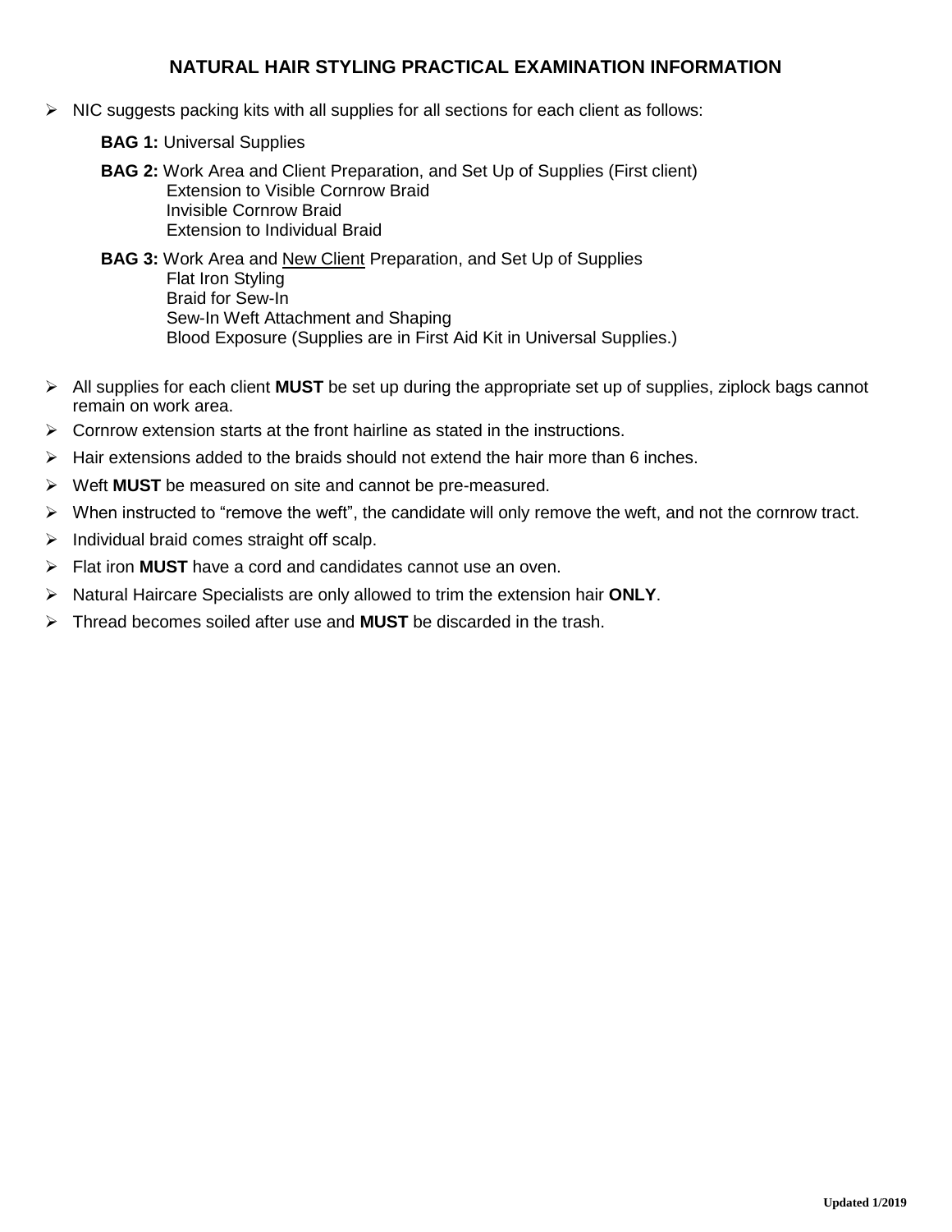# NATURAL HAIR STYLING PRACTICAL EXAMINATION INFORMATION

- NIC suggests packing kits with all supplies for all sections for each client as follows:

  **BAG 1:** Universal Supplies

  **BAG 2:** Work Area and Client Preparation, and Set Up of Supplies (First client)
  Extension to Visible Cornrow Braid
  Invisible Cornrow Braid
  Extension to Individual Braid

  **BAG 3:** Work Area and New Client Preparation, and Set Up of Supplies
  Flat Iron Styling
  Braid for Sew-In
  Sew-In Weft Attachment and Shaping
  Blood Exposure (Supplies are in First Aid Kit in Universal Supplies.)

- All supplies for each client **MUST** be set up during the appropriate set up of supplies, ziplock bags cannot remain on work area.
- Cornrow extension starts at the front hairline as stated in the instructions.
- Hair extensions added to the braids should not extend the hair more than 6 inches.
- Weft **MUST** be measured on site and cannot be pre-measured.
- When instructed to "remove the weft", the candidate will only remove the weft, and not the cornrow tract.
- Individual braid comes straight off scalp.
- Flat iron **MUST** have a cord and candidates cannot use an oven.
- Natural Haircare Specialists are only allowed to trim the extension hair **ONLY**.
- Thread becomes soiled after use and **MUST** be discarded in the trash.

**Updated 1/2019**